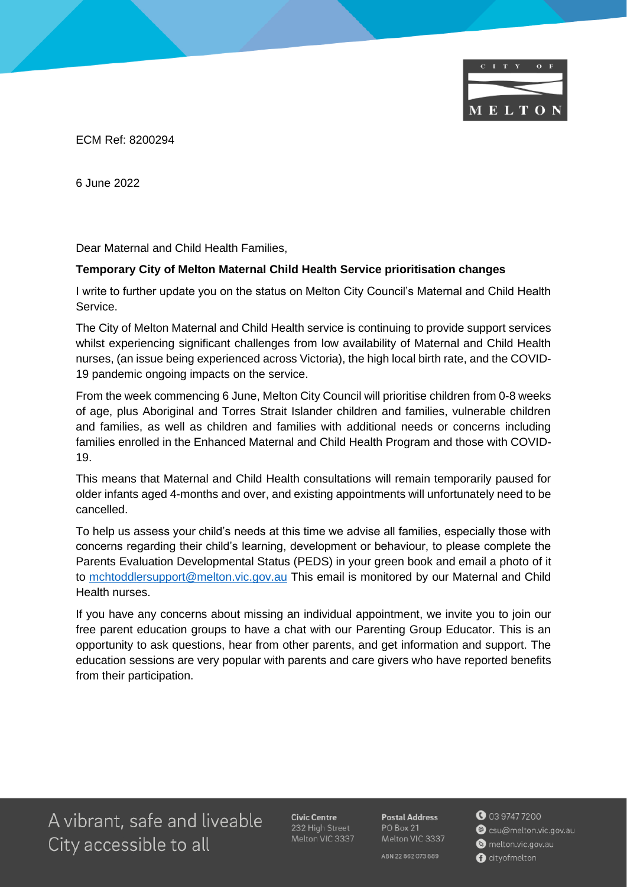ECM Ref: 8200294

6 June 2022

Dear Maternal and Child Health Families,

**Temporary City of Melton Maternal Child Health Service prioritisation changes**

I write to further update you on the status on Melton City Council's Maternal and Child Health Service.

The City of Melton Maternal and Child Health service is continuing to provide support services whilst experiencing significant challenges from low availability of Maternal and Child Health nurses, (an issue being experienced across Victoria), the high local birth rate, and the COVID-19 pandemic ongoing impacts on the service.

From the week commencing 6 June, Melton City Council will prioritise children from 0-8 weeks of age, plus Aboriginal and Torres Strait Islander children and families, vulnerable children and families, as well as children and families with additional needs or concerns including families enrolled in the Enhanced Maternal and Child Health Program and those with COVID-19.

This means that Maternal and Child Health consultations will remain temporarily paused for older infants aged 4-months and over, and existing appointments will unfortunately need to be cancelled.

To help us assess your child's needs at this time we advise all families, especially those with concerns regarding their child's learning, development or behaviour, to please complete the Parents Evaluation Developmental Status (PEDS) in your green book and email a photo of it to mchtoddlersupport@melton.vic.gov.au This email is monitored by our Maternal and Child Health nurses.

If you have any concerns about missing an individual appointment, we invite you to join our free parent education groups to have a chat with our Parenting Group Educator. This is an opportunity to ask questions, hear from other parents, and get information and support. The education sessions are very popular with parents and care givers who have reported benefits from their participation.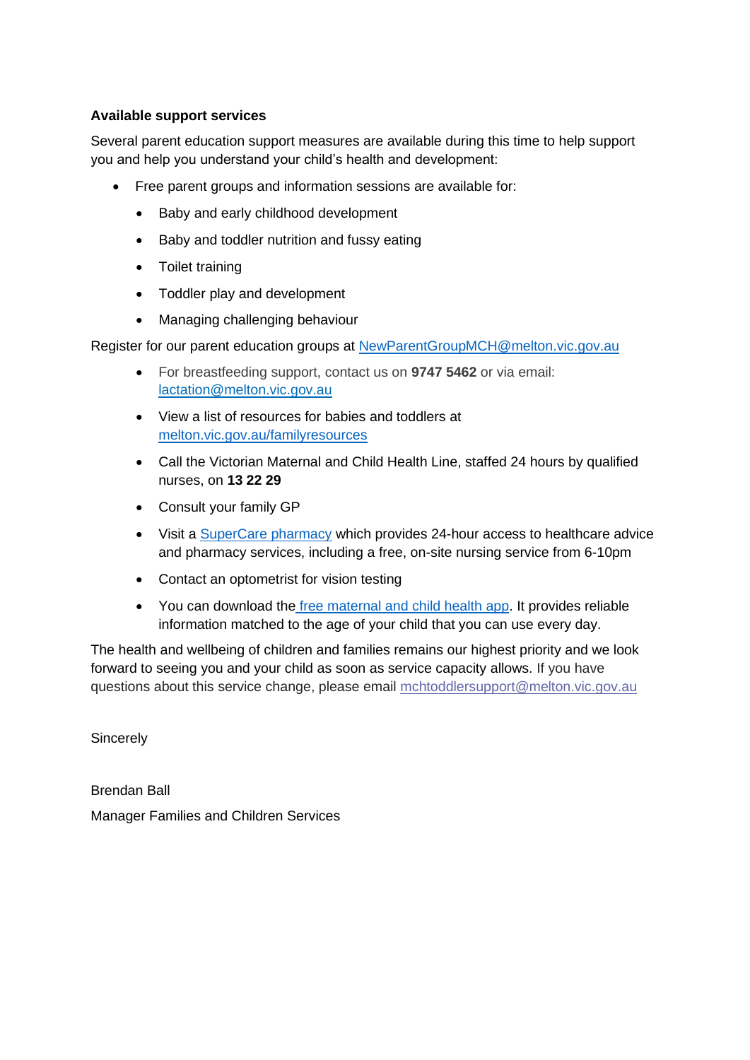**Available support services**

Several parent education support measures are available during this time to help support you and help you understand your child's health and development:

- Free parent groups and information sessions are available for:
  - Baby and early childhood development
  - Baby and toddler nutrition and fussy eating
  - Toilet training
  - Toddler play and development
  - Managing challenging behaviour

Register for our parent education groups at NewParentGroupMCH@melton.vic.gov.au

- For breastfeeding support, contact us on **9747 5462** or via email: lactation@melton.vic.gov.au
- View a list of resources for babies and toddlers at melton.vic.gov.au/familyresources
- Call the Victorian Maternal and Child Health Line, staffed 24 hours by qualified nurses, on **13 22 29**
- Consult your family GP
- Visit a SuperCare pharmacy which provides 24-hour access to healthcare advice and pharmacy services, including a free, on-site nursing service from 6-10pm
- Contact an optometrist for vision testing
- You can download the free maternal and child health app. It provides reliable information matched to the age of your child that you can use every day.

The health and wellbeing of children and families remains our highest priority and we look forward to seeing you and your child as soon as service capacity allows. If you have questions about this service change, please email mchtoddlersupport@melton.vic.gov.au

Sincerely

Brendan Ball

Manager Families and Children Services